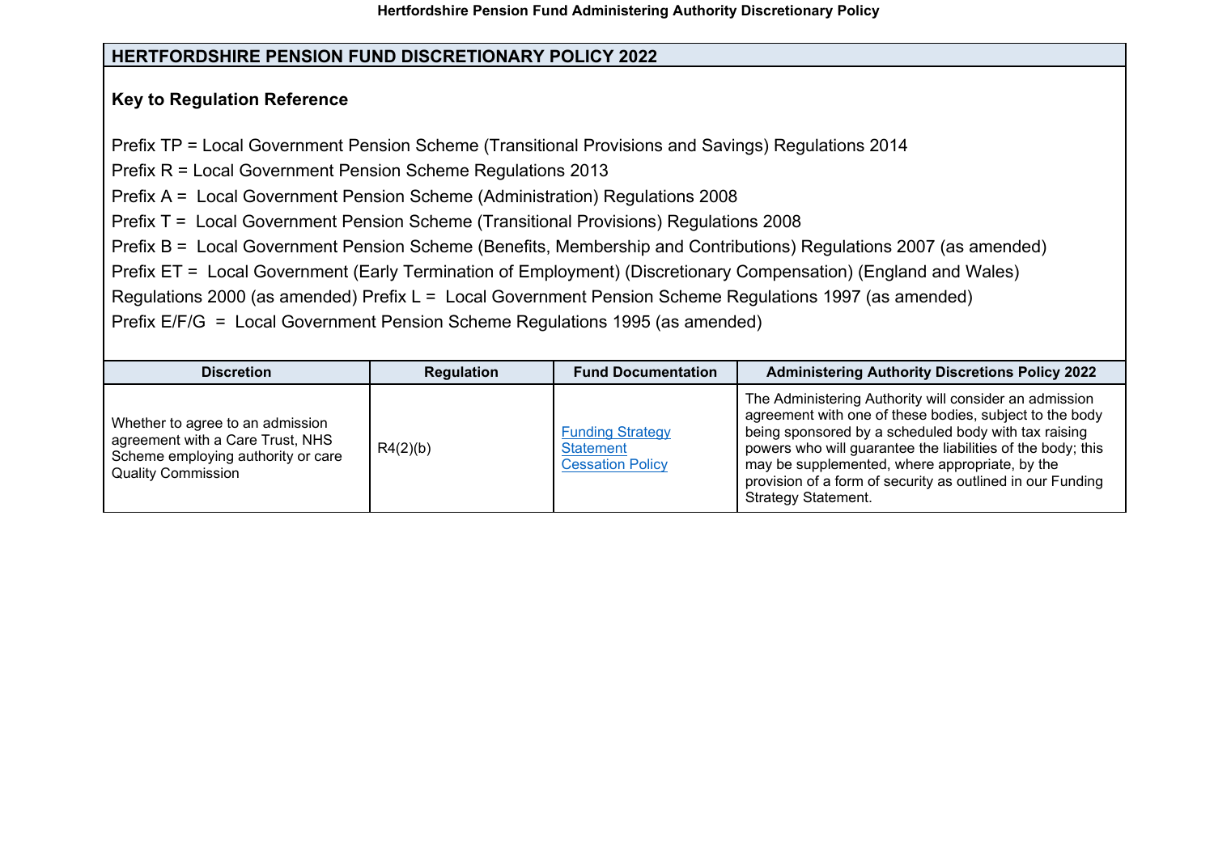## HERTFORDSHIRE PENSION FUND DISCRETIONARY POLICY 2022

**Key to Regulation Reference**

Prefix TP = Local Government Pension Scheme (Transitional Provisions and Savings) Regulations 2014

Prefix R = Local Government Pension Scheme Regulations 2013

Prefix A = Local Government Pension Scheme (Administration) Regulations 2008

Prefix T = Local Government Pension Scheme (Transitional Provisions) Regulations 2008

Prefix B = Local Government Pension Scheme (Benefits, Membership and Contributions) Regulations 2007 (as amended)

Prefix ET = Local Government (Early Termination of Employment) (Discretionary Compensation) (England and Wales) Regulations 2000 (as amended) Prefix L = Local Government Pension Scheme Regulations 1997 (as amended)

Prefix E/F/G = Local Government Pension Scheme Regulations 1995 (as amended)

| Discretion | Regulation | Fund Documentation | Administering Authority Discretions Policy 2022 |
|---|---|---|---|
| Whether to agree to an admission agreement with a Care Trust, NHS Scheme employing authority or care Quality Commission | R4(2)(b) | Funding Strategy Statement<br>Cessation Policy | The Administering Authority will consider an admission agreement with one of these bodies, subject to the body being sponsored by a scheduled body with tax raising powers who will guarantee the liabilities of the body; this may be supplemented, where appropriate, by the provision of a form of security as outlined in our Funding Strategy Statement. |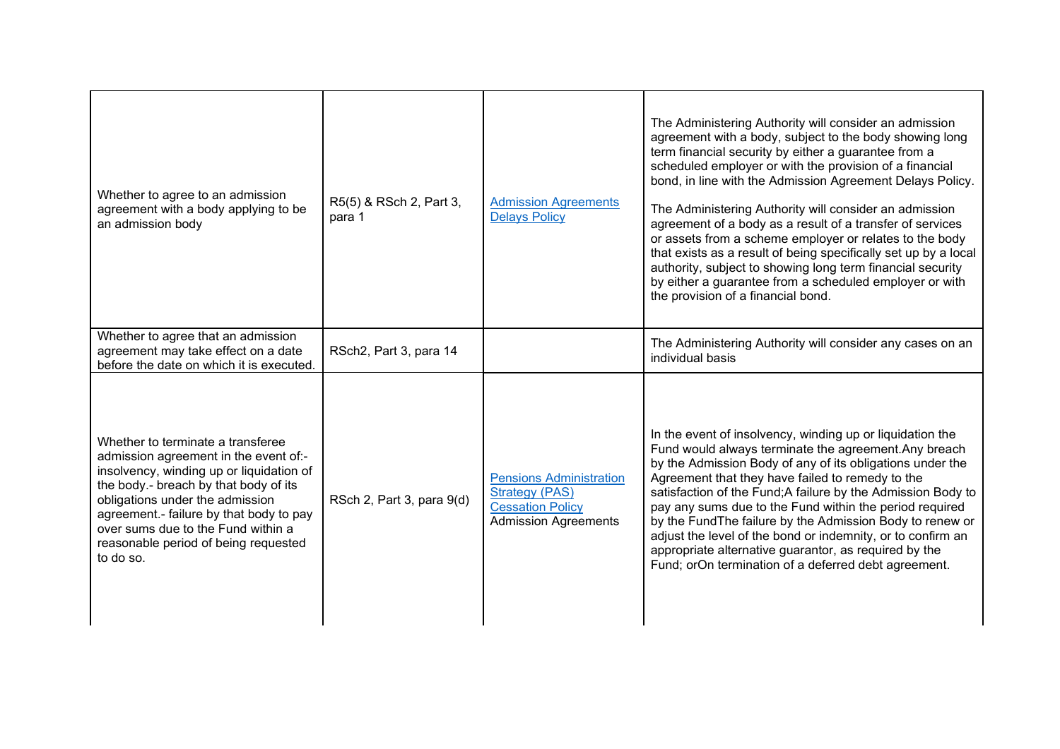| | | | |
|---|---|---|---|
| Whether to agree to an admission agreement with a body applying to be an admission body | R5(5) & RSch 2, Part 3, para 1 | Admission Agreements Delays Policy | The Administering Authority will consider an admission agreement with a body, subject to the body showing long term financial security by either a guarantee from a scheduled employer or with the provision of a financial bond, in line with the Admission Agreement Delays Policy.<br><br>The Administering Authority will consider an admission agreement of a body as a result of a transfer of services or assets from a scheme employer or relates to the body that exists as a result of being specifically set up by a local authority, subject to showing long term financial security by either a guarantee from a scheduled employer or with the provision of a financial bond. |
| Whether to agree that an admission agreement may take effect on a date before the date on which it is executed. | RSch2, Part 3, para 14 | | The Administering Authority will consider any cases on an individual basis |
| Whether to terminate a transferee admission agreement in the event of:- insolvency, winding up or liquidation of the body.- breach by that body of its obligations under the admission agreement.- failure by that body to pay over sums due to the Fund within a reasonable period of being requested to do so. | RSch 2, Part 3, para 9(d) | Pensions Administration Strategy (PAS)<br>Cessation Policy<br>Admission Agreements | In the event of insolvency, winding up or liquidation the Fund would always terminate the agreement.Any breach by the Admission Body of any of its obligations under the Agreement that they have failed to remedy to the satisfaction of the Fund;A failure by the Admission Body to pay any sums due to the Fund within the period required by the FundThe failure by the Admission Body to renew or adjust the level of the bond or indemnity, or to confirm an appropriate alternative guarantor, as required by the Fund; orOn termination of a deferred debt agreement. |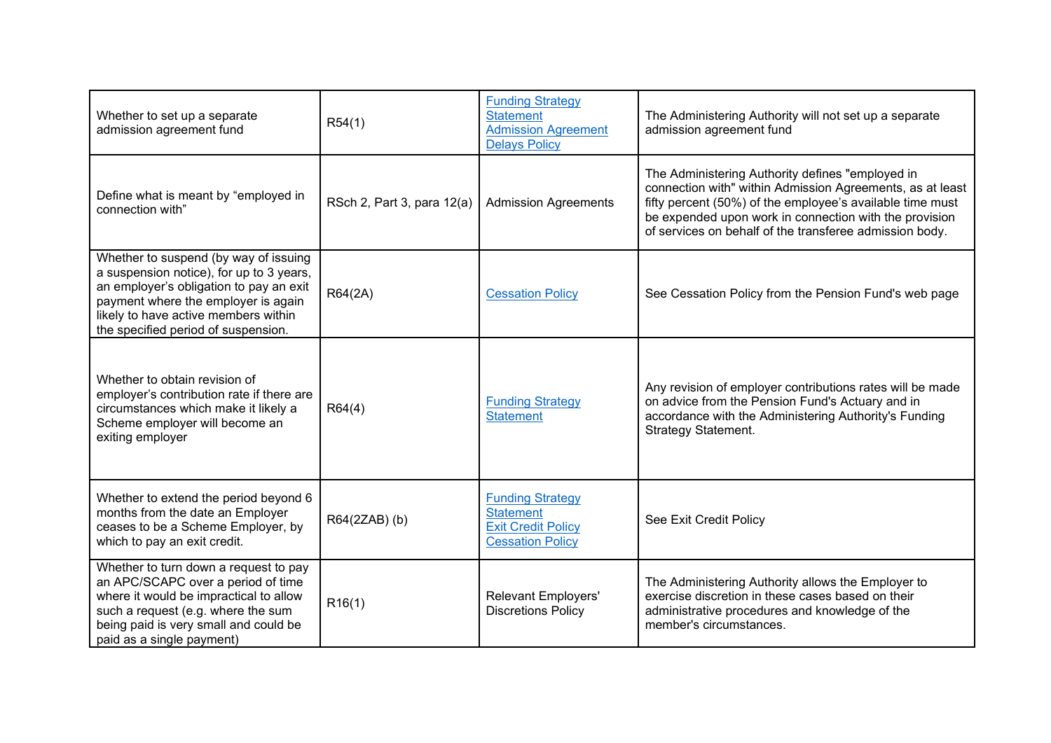| | | | |
|---|---|---|---|
| Whether to set up a separate admission agreement fund | R54(1) | Funding Strategy Statement Admission Agreement Delays Policy | The Administering Authority will not set up a separate admission agreement fund |
| Define what is meant by "employed in connection with" | RSch 2, Part 3, para 12(a) | Admission Agreements | The Administering Authority defines "employed in connection with" within Admission Agreements, as at least fifty percent (50%) of the employee's available time must be expended upon work in connection with the provision of services on behalf of the transferee admission body. |
| Whether to suspend (by way of issuing a suspension notice), for up to 3 years, an employer's obligation to pay an exit payment where the employer is again likely to have active members within the specified period of suspension. | R64(2A) | Cessation Policy | See Cessation Policy from the Pension Fund's web page |
| Whether to obtain revision of employer's contribution rate if there are circumstances which make it likely a Scheme employer will become an exiting employer | R64(4) | Funding Strategy Statement | Any revision of employer contributions rates will be made on advice from the Pension Fund's Actuary and in accordance with the Administering Authority's Funding Strategy Statement. |
| Whether to extend the period beyond 6 months from the date an Employer ceases to be a Scheme Employer, by which to pay an exit credit. | R64(2ZAB) (b) | Funding Strategy Statement Exit Credit Policy Cessation Policy | See Exit Credit Policy |
| Whether to turn down a request to pay an APC/SCAPC over a period of time where it would be impractical to allow such a request (e.g. where the sum being paid is very small and could be paid as a single payment) | R16(1) | Relevant Employers' Discretions Policy | The Administering Authority allows the Employer to exercise discretion in these cases based on their administrative procedures and knowledge of the member's circumstances. |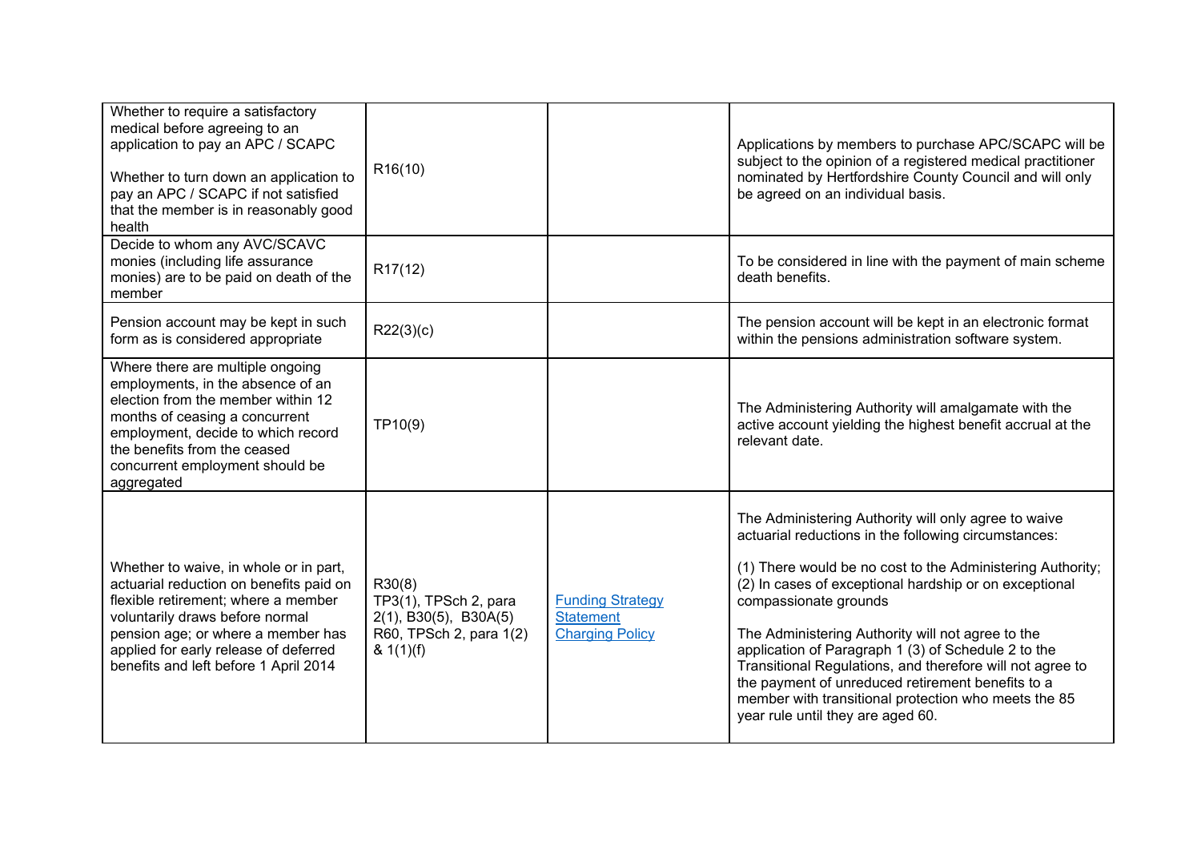| | | | |
|---|---|---|---|
| Whether to require a satisfactory medical before agreeing to an application to pay an APC / SCAPC<br><br>Whether to turn down an application to pay an APC / SCAPC if not satisfied that the member is in reasonably good health | R16(10) | | Applications by members to purchase APC/SCAPC will be subject to the opinion of a registered medical practitioner nominated by Hertfordshire County Council and will only be agreed on an individual basis. |
| Decide to whom any AVC/SCAVC monies (including life assurance monies) are to be paid on death of the member | R17(12) | | To be considered in line with the payment of main scheme death benefits. |
| Pension account may be kept in such form as is considered appropriate | R22(3)(c) | | The pension account will be kept in an electronic format within the pensions administration software system. |
| Where there are multiple ongoing employments, in the absence of an election from the member within 12 months of ceasing a concurrent employment, decide to which record the benefits from the ceased concurrent employment should be aggregated | TP10(9) | | The Administering Authority will amalgamate with the active account yielding the highest benefit accrual at the relevant date. |
| Whether to waive, in whole or in part, actuarial reduction on benefits paid on flexible retirement; where a member voluntarily draws before normal pension age; or where a member has applied for early release of deferred benefits and left before 1 April 2014 | R30(8)<br>TP3(1), TPSch 2, para 2(1), B30(5), B30A(5)<br>R60, TPSch 2, para 1(2) & 1(1)(f) | Funding Strategy Statement<br>Charging Policy | The Administering Authority will only agree to waive actuarial reductions in the following circumstances:<br><br>(1) There would be no cost to the Administering Authority;<br>(2) In cases of exceptional hardship or on exceptional compassionate grounds<br><br>The Administering Authority will not agree to the application of Paragraph 1 (3) of Schedule 2 to the Transitional Regulations, and therefore will not agree to the payment of unreduced retirement benefits to a member with transitional protection who meets the 85 year rule until they are aged 60. |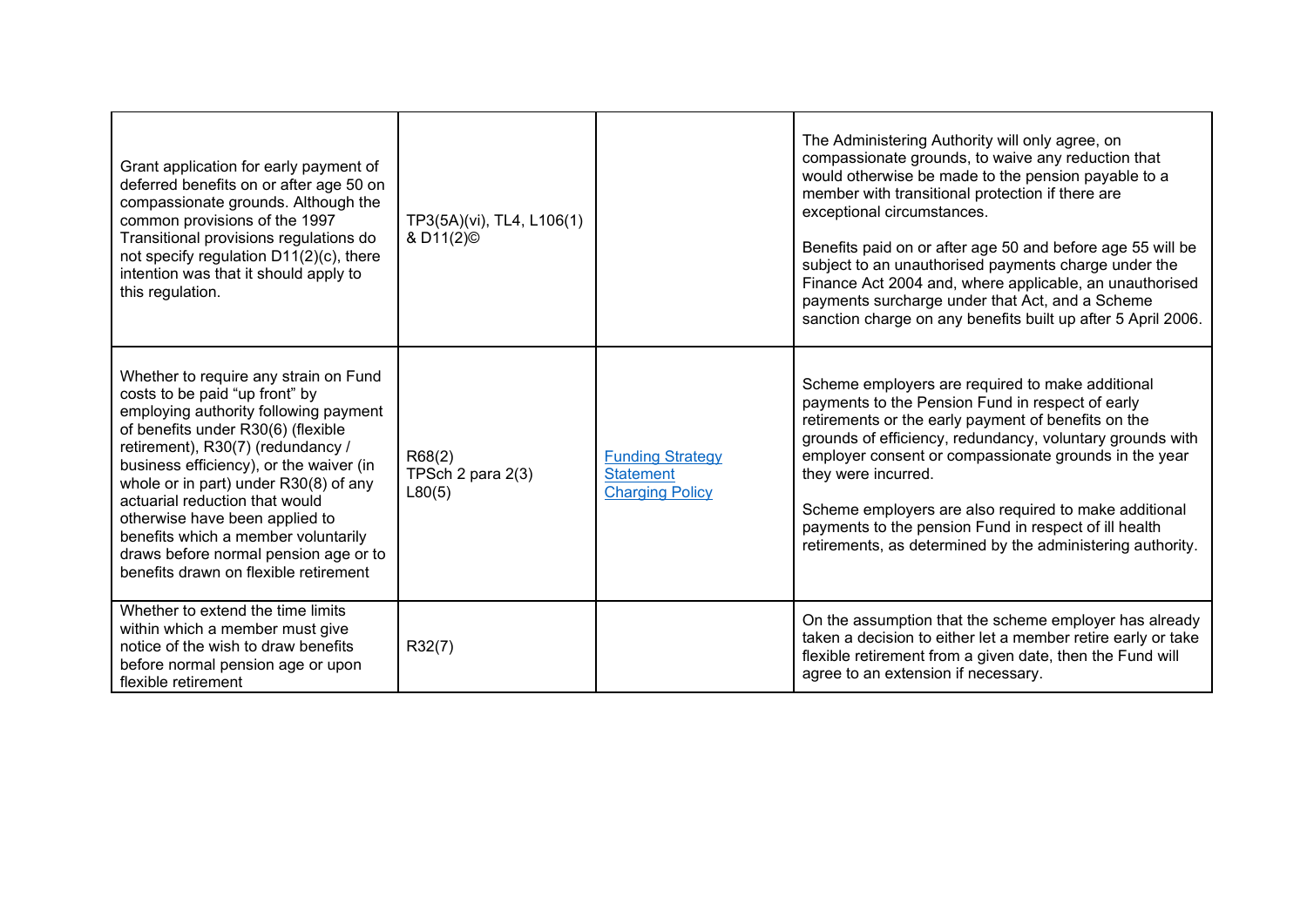| | | | |
|---|---|---|---|
| Grant application for early payment of deferred benefits on or after age 50 on compassionate grounds. Although the common provisions of the 1997 Transitional provisions regulations do not specify regulation D11(2)(c), there intention was that it should apply to this regulation. | TP3(5A)(vi), TL4, L106(1) & D11(2)© | | The Administering Authority will only agree, on compassionate grounds, to waive any reduction that would otherwise be made to the pension payable to a member with transitional protection if there are exceptional circumstances.<br><br>Benefits paid on or after age 50 and before age 55 will be subject to an unauthorised payments charge under the Finance Act 2004 and, where applicable, an unauthorised payments surcharge under that Act, and a Scheme sanction charge on any benefits built up after 5 April 2006. |
| Whether to require any strain on Fund costs to be paid "up front" by employing authority following payment of benefits under R30(6) (flexible retirement), R30(7) (redundancy / business efficiency), or the waiver (in whole or in part) under R30(8) of any actuarial reduction that would otherwise have been applied to benefits which a member voluntarily draws before normal pension age or to benefits drawn on flexible retirement | R68(2)<br>TPSch 2 para 2(3)<br>L80(5) | Funding Strategy Statement<br>Charging Policy | Scheme employers are required to make additional payments to the Pension Fund in respect of early retirements or the early payment of benefits on the grounds of efficiency, redundancy, voluntary grounds with employer consent or compassionate grounds in the year they were incurred.<br><br>Scheme employers are also required to make additional payments to the pension Fund in respect of ill health retirements, as determined by the administering authority. |
| Whether to extend the time limits within which a member must give notice of the wish to draw benefits before normal pension age or upon flexible retirement | R32(7) | | On the assumption that the scheme employer has already taken a decision to either let a member retire early or take flexible retirement from a given date, then the Fund will agree to an extension if necessary. |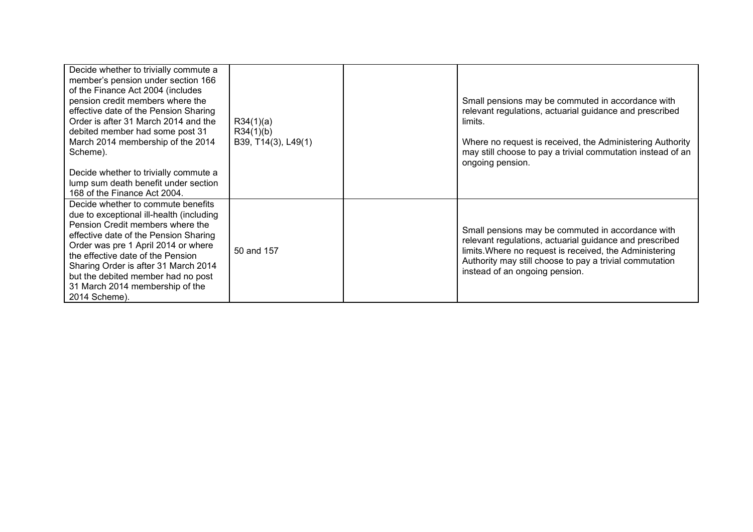| | | | |
|---|---|---|---|
| Decide whether to trivially commute a member's pension under section 166 of the Finance Act 2004 (includes pension credit members where the effective date of the Pension Sharing Order is after 31 March 2014 and the debited member had some post 31 March 2014 membership of the 2014 Scheme).<br><br>Decide whether to trivially commute a lump sum death benefit under section 168 of the Finance Act 2004. | R34(1)(a)<br>R34(1)(b)<br>B39, T14(3), L49(1) | | Small pensions may be commuted in accordance with relevant regulations, actuarial guidance and prescribed limits.<br><br>Where no request is received, the Administering Authority may still choose to pay a trivial commutation instead of an ongoing pension. |
| Decide whether to commute benefits due to exceptional ill-health (including Pension Credit members where the effective date of the Pension Sharing Order was pre 1 April 2014 or where the effective date of the Pension Sharing Order is after 31 March 2014 but the debited member had no post 31 March 2014 membership of the 2014 Scheme). | 50 and 157 | | Small pensions may be commuted in accordance with relevant regulations, actuarial guidance and prescribed limits.Where no request is received, the Administering Authority may still choose to pay a trivial commutation instead of an ongoing pension. |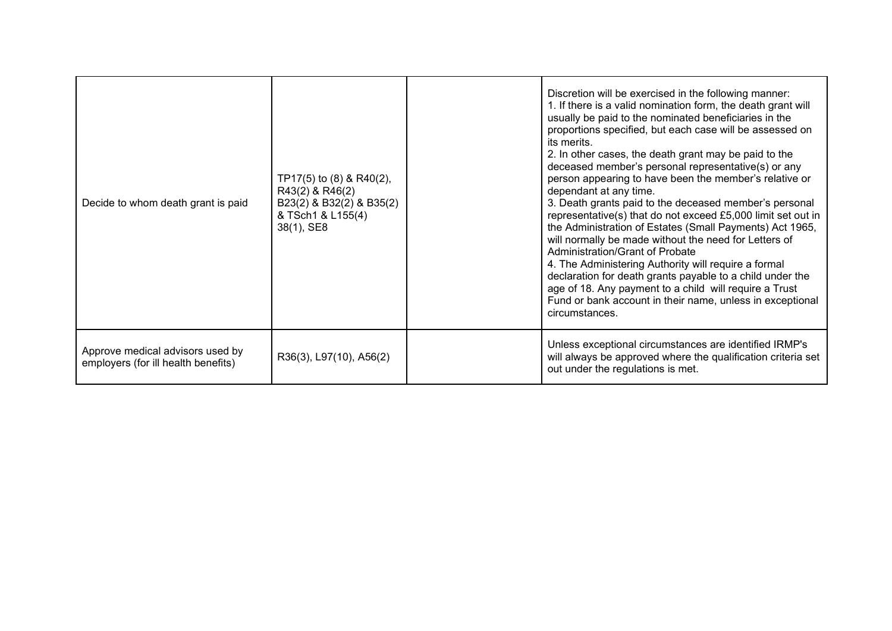| | | | |
|---|---|---|---|
| Decide to whom death grant is paid | TP17(5) to (8) & R40(2), R43(2) & R46(2) B23(2) & B32(2) & B35(2) & TSch1 & L155(4) 38(1), SE8 | | Discretion will be exercised in the following manner:<br>1. If there is a valid nomination form, the death grant will usually be paid to the nominated beneficiaries in the proportions specified, but each case will be assessed on its merits.<br>2. In other cases, the death grant may be paid to the deceased member's personal representative(s) or any person appearing to have been the member's relative or dependant at any time.<br>3. Death grants paid to the deceased member's personal representative(s) that do not exceed £5,000 limit set out in the Administration of Estates (Small Payments) Act 1965, will normally be made without the need for Letters of Administration/Grant of Probate<br>4. The Administering Authority will require a formal declaration for death grants payable to a child under the age of 18. Any payment to a child will require a Trust Fund or bank account in their name, unless in exceptional circumstances. |
| Approve medical advisors used by employers (for ill health benefits) | R36(3), L97(10), A56(2) | | Unless exceptional circumstances are identified IRMP's will always be approved where the qualification criteria set out under the regulations is met. |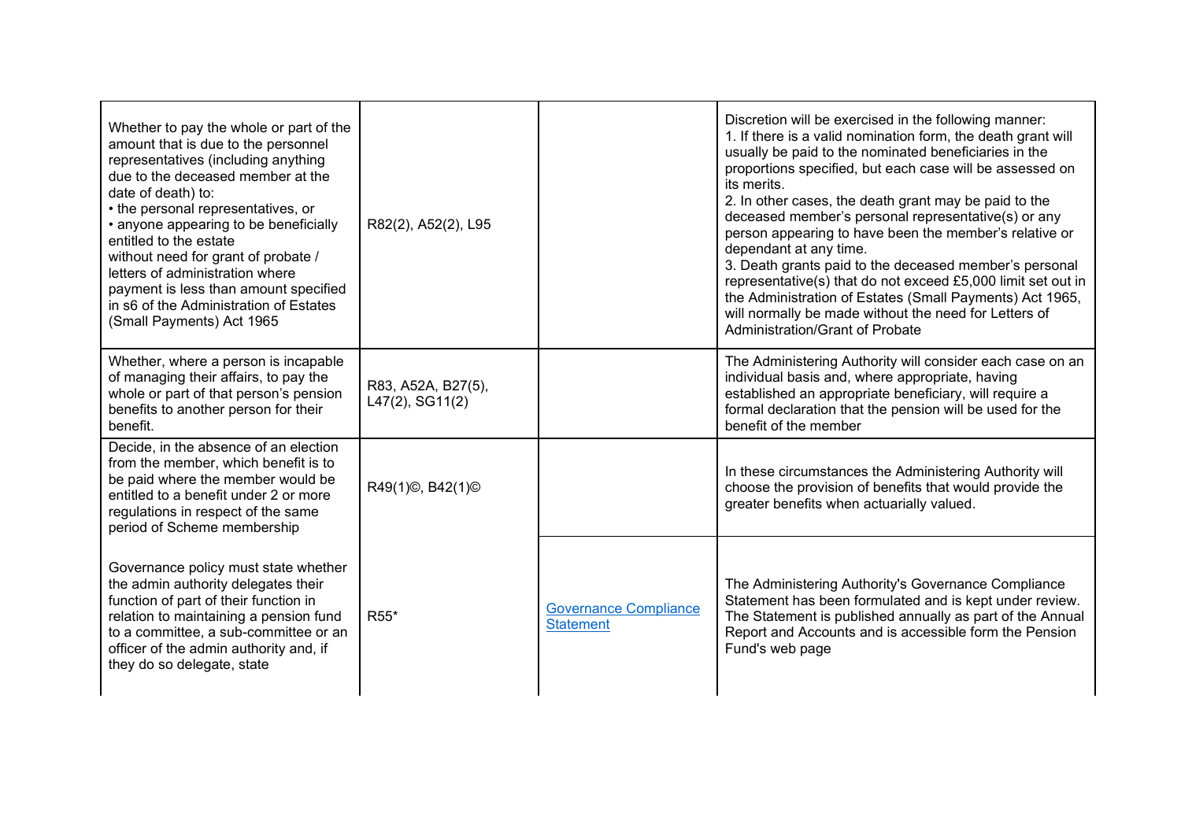| | | | |
|---|---|---|---|
| Whether to pay the whole or part of the amount that is due to the personnel representatives (including anything due to the deceased member at the date of death) to:<br>• the personal representatives, or<br>• anyone appearing to be beneficially entitled to the estate<br>without need for grant of probate / letters of administration where payment is less than amount specified in s6 of the Administration of Estates (Small Payments) Act 1965 | R82(2), A52(2), L95 | | Discretion will be exercised in the following manner:<br>1. If there is a valid nomination form, the death grant will usually be paid to the nominated beneficiaries in the proportions specified, but each case will be assessed on its merits.<br>2. In other cases, the death grant may be paid to the deceased member's personal representative(s) or any person appearing to have been the member's relative or dependant at any time.<br>3. Death grants paid to the deceased member's personal representative(s) that do not exceed £5,000 limit set out in the Administration of Estates (Small Payments) Act 1965, will normally be made without the need for Letters of Administration/Grant of Probate |
| Whether, where a person is incapable of managing their affairs, to pay the whole or part of that person's pension benefits to another person for their benefit. | R83, A52A, B27(5), L47(2), SG11(2) | | The Administering Authority will consider each case on an individual basis and, where appropriate, having established an appropriate beneficiary, will require a formal declaration that the pension will be used for the benefit of the member |
| Decide, in the absence of an election from the member, which benefit is to be paid where the member would be entitled to a benefit under 2 or more regulations in respect of the same period of Scheme membership | R49(1)©, B42(1)© | | In these circumstances the Administering Authority will choose the provision of benefits that would provide the greater benefits when actuarially valued. |
| Governance policy must state whether the admin authority delegates their function of part of their function in relation to maintaining a pension fund to a committee, a sub-committee or an officer of the admin authority and, if they do so delegate, state | R55* | [Governance Compliance Statement]() | The Administering Authority's Governance Compliance Statement has been formulated and is kept under review. The Statement is published annually as part of the Annual Report and Accounts and is accessible form the Pension Fund's web page |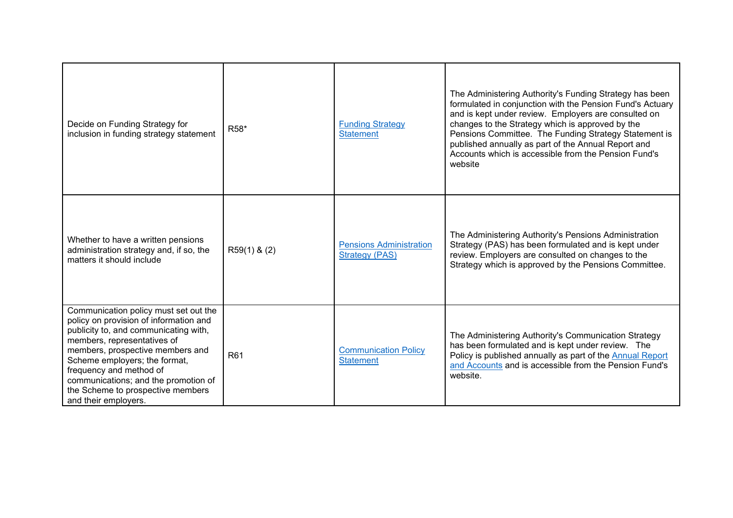| | | | |
|---|---|---|---|
| Decide on Funding Strategy for inclusion in funding strategy statement | R58* | Funding Strategy Statement | The Administering Authority's Funding Strategy has been formulated in conjunction with the Pension Fund's Actuary and is kept under review. Employers are consulted on changes to the Strategy which is approved by the Pensions Committee. The Funding Strategy Statement is published annually as part of the Annual Report and Accounts which is accessible from the Pension Fund's website |
| Whether to have a written pensions administration strategy and, if so, the matters it should include | R59(1) & (2) | Pensions Administration Strategy (PAS) | The Administering Authority's Pensions Administration Strategy (PAS) has been formulated and is kept under review. Employers are consulted on changes to the Strategy which is approved by the Pensions Committee. |
| Communication policy must set out the policy on provision of information and publicity to, and communicating with, members, representatives of members, prospective members and Scheme employers; the format, frequency and method of communications; and the promotion of the Scheme to prospective members and their employers. | R61 | Communication Policy Statement | The Administering Authority's Communication Strategy has been formulated and is kept under review. The Policy is published annually as part of the Annual Report and Accounts and is accessible from the Pension Fund's website. |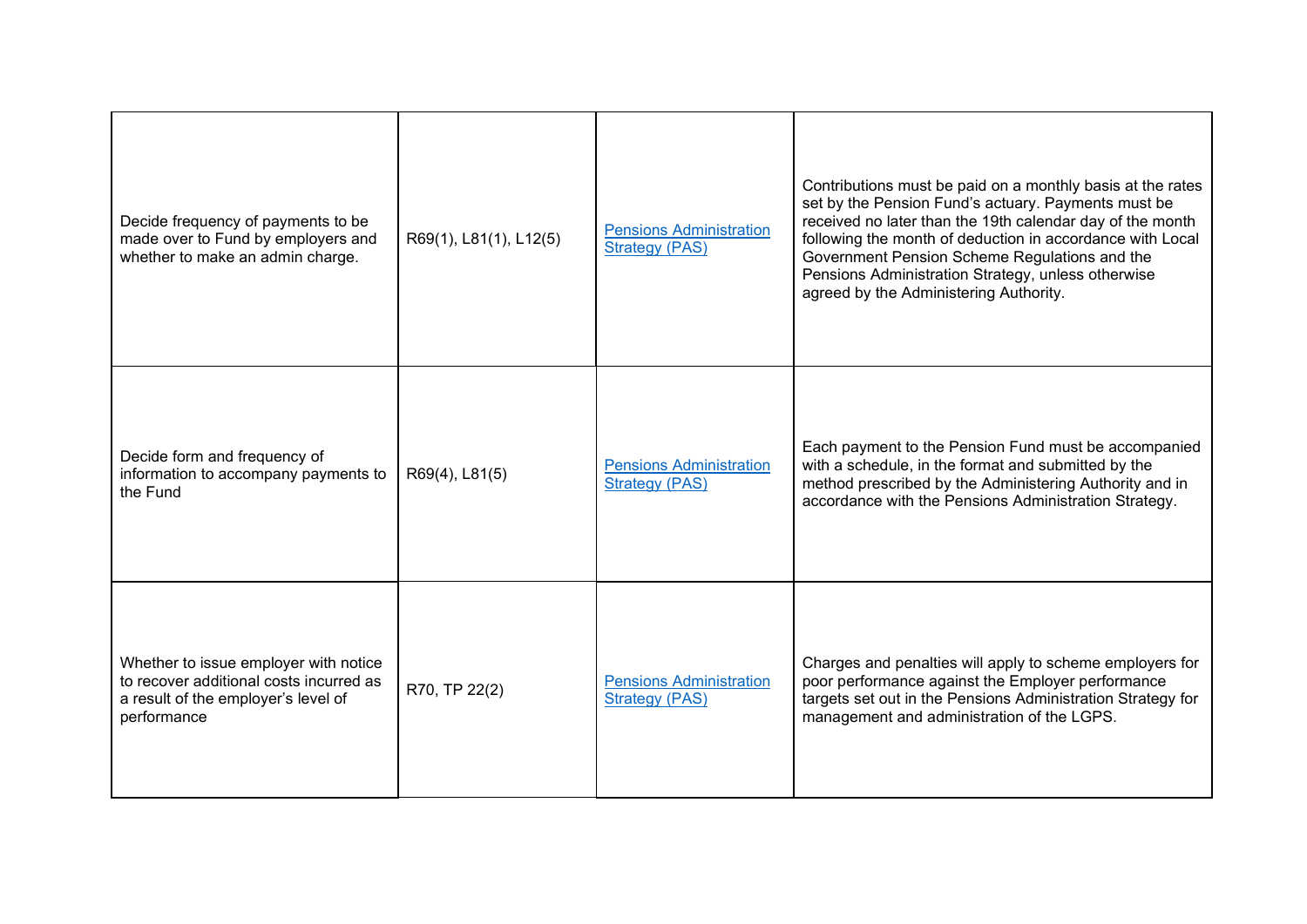| | | | |
|---|---|---|---|
| Decide frequency of payments to be made over to Fund by employers and whether to make an admin charge. | R69(1), L81(1), L12(5) | [Pensions Administration Strategy (PAS)]() | Contributions must be paid on a monthly basis at the rates set by the Pension Fund's actuary. Payments must be received no later than the 19th calendar day of the month following the month of deduction in accordance with Local Government Pension Scheme Regulations and the Pensions Administration Strategy, unless otherwise agreed by the Administering Authority. |
| Decide form and frequency of information to accompany payments to the Fund | R69(4), L81(5) | [Pensions Administration Strategy (PAS)]() | Each payment to the Pension Fund must be accompanied with a schedule, in the format and submitted by the method prescribed by the Administering Authority and in accordance with the Pensions Administration Strategy. |
| Whether to issue employer with notice to recover additional costs incurred as a result of the employer's level of performance | R70, TP 22(2) | [Pensions Administration Strategy (PAS)]() | Charges and penalties will apply to scheme employers for poor performance against the Employer performance targets set out in the Pensions Administration Strategy for management and administration of the LGPS. |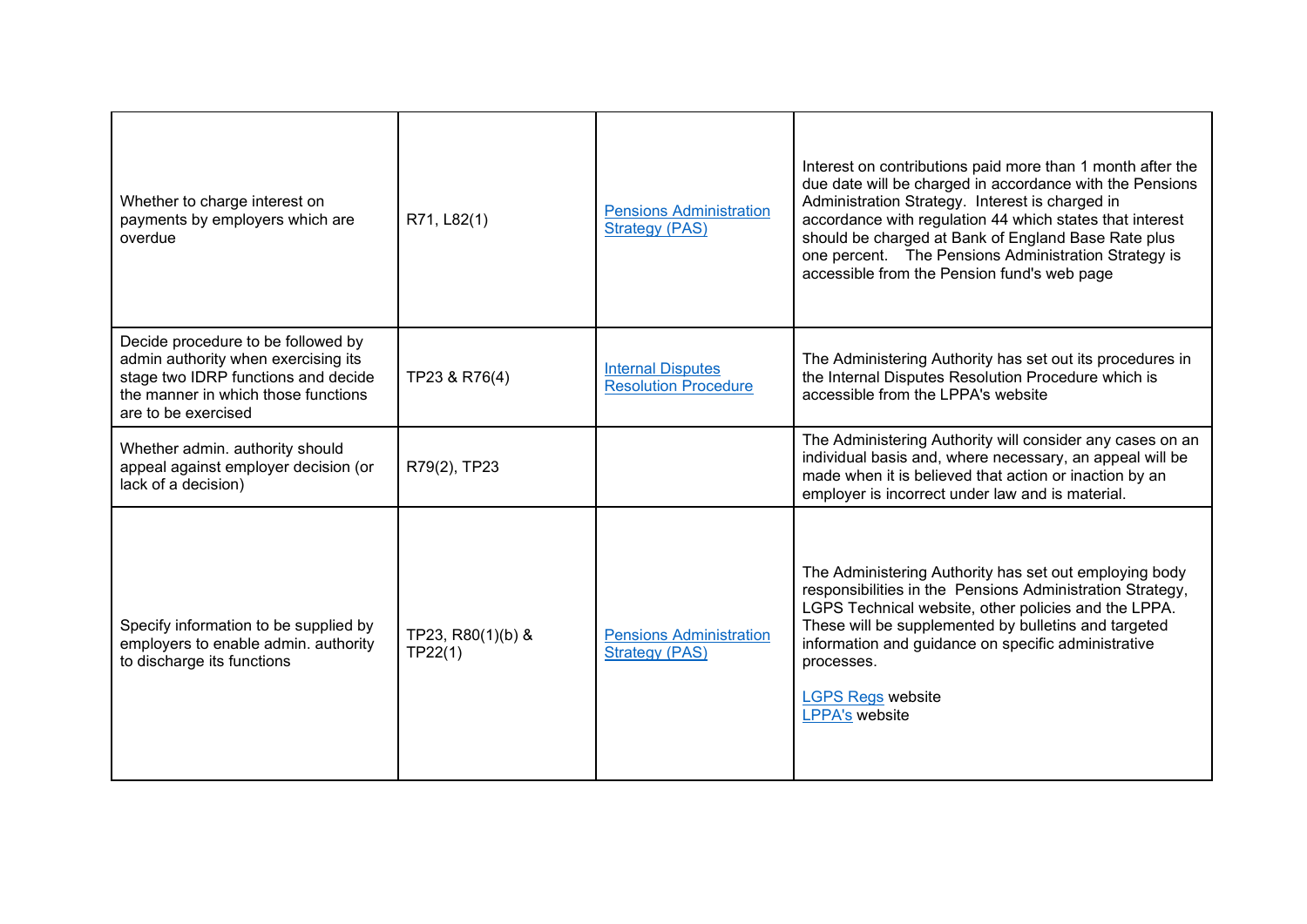| | | | |
|---|---|---|---|
| Whether to charge interest on payments by employers which are overdue | R71, L82(1) | Pensions Administration Strategy (PAS) | Interest on contributions paid more than 1 month after the due date will be charged in accordance with the Pensions Administration Strategy. Interest is charged in accordance with regulation 44 which states that interest should be charged at Bank of England Base Rate plus one percent. The Pensions Administration Strategy is accessible from the Pension fund's web page |
| Decide procedure to be followed by admin authority when exercising its stage two IDRP functions and decide the manner in which those functions are to be exercised | TP23 & R76(4) | Internal Disputes Resolution Procedure | The Administering Authority has set out its procedures in the Internal Disputes Resolution Procedure which is accessible from the LPPA's website |
| Whether admin. authority should appeal against employer decision (or lack of a decision) | R79(2), TP23 | | The Administering Authority will consider any cases on an individual basis and, where necessary, an appeal will be made when it is believed that action or inaction by an employer is incorrect under law and is material. |
| Specify information to be supplied by employers to enable admin. authority to discharge its functions | TP23, R80(1)(b) & TP22(1) | Pensions Administration Strategy (PAS) | The Administering Authority has set out employing body responsibilities in the Pensions Administration Strategy, LGPS Technical website, other policies and the LPPA. These will be supplemented by bulletins and targeted information and guidance on specific administrative processes.<br><br>LGPS Regs website<br>LPPA's website |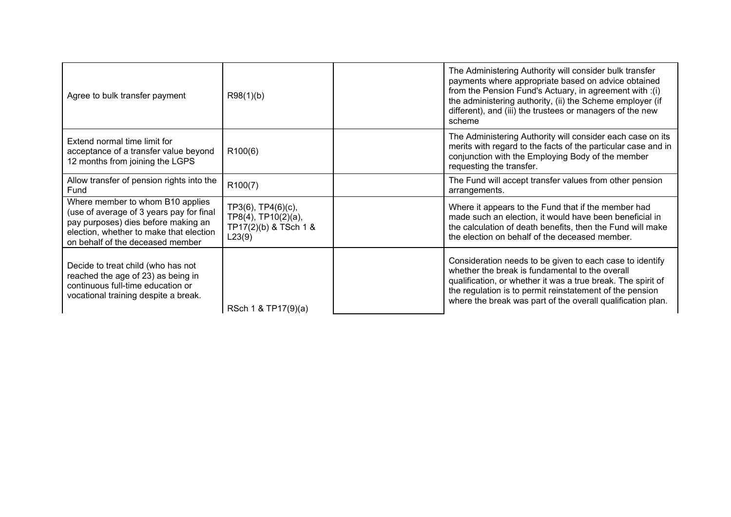| | | | |
|---|---|---|---|
| Agree to bulk transfer payment | R98(1)(b) | | The Administering Authority will consider bulk transfer payments where appropriate based on advice obtained from the Pension Fund's Actuary, in agreement with :(i) the administering authority, (ii) the Scheme employer (if different), and (iii) the trustees or managers of the new scheme |
| Extend normal time limit for acceptance of a transfer value beyond 12 months from joining the LGPS | R100(6) | | The Administering Authority will consider each case on its merits with regard to the facts of the particular case and in conjunction with the Employing Body of the member requesting the transfer. |
| Allow transfer of pension rights into the Fund | R100(7) | | The Fund will accept transfer values from other pension arrangements. |
| Where member to whom B10 applies (use of average of 3 years pay for final pay purposes) dies before making an election, whether to make that election on behalf of the deceased member | TP3(6), TP4(6)(c), TP8(4), TP10(2)(a), TP17(2)(b) & TSch 1 & L23(9) | | Where it appears to the Fund that if the member had made such an election, it would have been beneficial in the calculation of death benefits, then the Fund will make the election on behalf of the deceased member. |
| Decide to treat child (who has not reached the age of 23) as being in continuous full-time education or vocational training despite a break. | RSch 1 & TP17(9)(a) | | Consideration needs to be given to each case to identify whether the break is fundamental to the overall qualification, or whether it was a true break. The spirit of the regulation is to permit reinstatement of the pension where the break was part of the overall qualification plan. |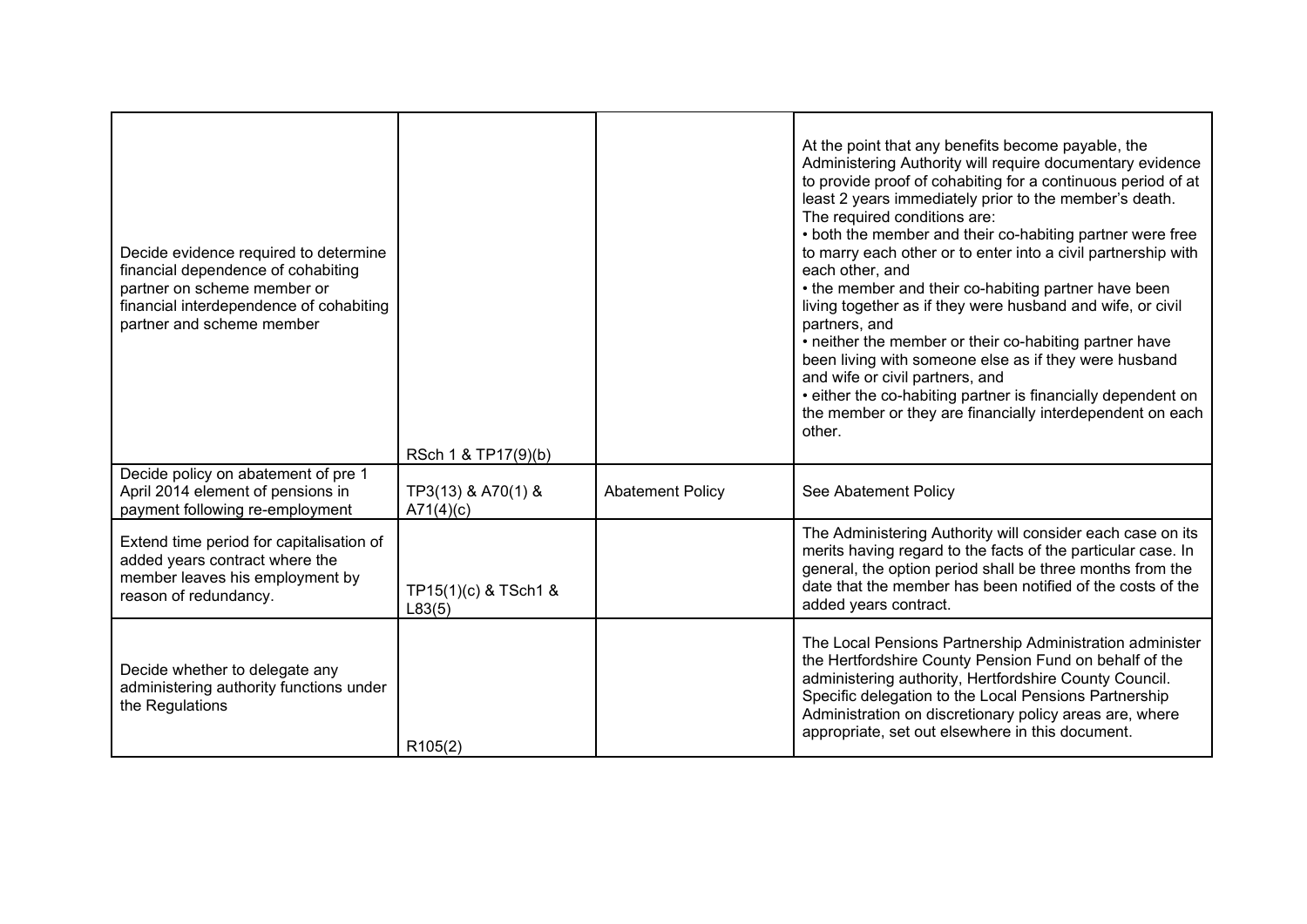| | | | |
|---|---|---|---|
| Decide evidence required to determine financial dependence of cohabiting partner on scheme member or financial interdependence of cohabiting partner and scheme member | RSch 1 & TP17(9)(b) | | At the point that any benefits become payable, the Administering Authority will require documentary evidence to provide proof of cohabiting for a continuous period of at least 2 years immediately prior to the member's death. The required conditions are:<br>• both the member and their co-habiting partner were free to marry each other or to enter into a civil partnership with each other, and<br>• the member and their co-habiting partner have been living together as if they were husband and wife, or civil partners, and<br>• neither the member or their co-habiting partner have been living with someone else as if they were husband and wife or civil partners, and<br>• either the co-habiting partner is financially dependent on the member or they are financially interdependent on each other. |
| Decide policy on abatement of pre 1 April 2014 element of pensions in payment following re-employment | TP3(13) & A70(1) & A71(4)(c) | Abatement Policy | See Abatement Policy |
| Extend time period for capitalisation of added years contract where the member leaves his employment by reason of redundancy. | TP15(1)(c) & TSch1 & L83(5) | | The Administering Authority will consider each case on its merits having regard to the facts of the particular case. In general, the option period shall be three months from the date that the member has been notified of the costs of the added years contract. |
| Decide whether to delegate any administering authority functions under the Regulations | R105(2) | | The Local Pensions Partnership Administration administer the Hertfordshire County Pension Fund on behalf of the administering authority, Hertfordshire County Council. Specific delegation to the Local Pensions Partnership Administration on discretionary policy areas are, where appropriate, set out elsewhere in this document. |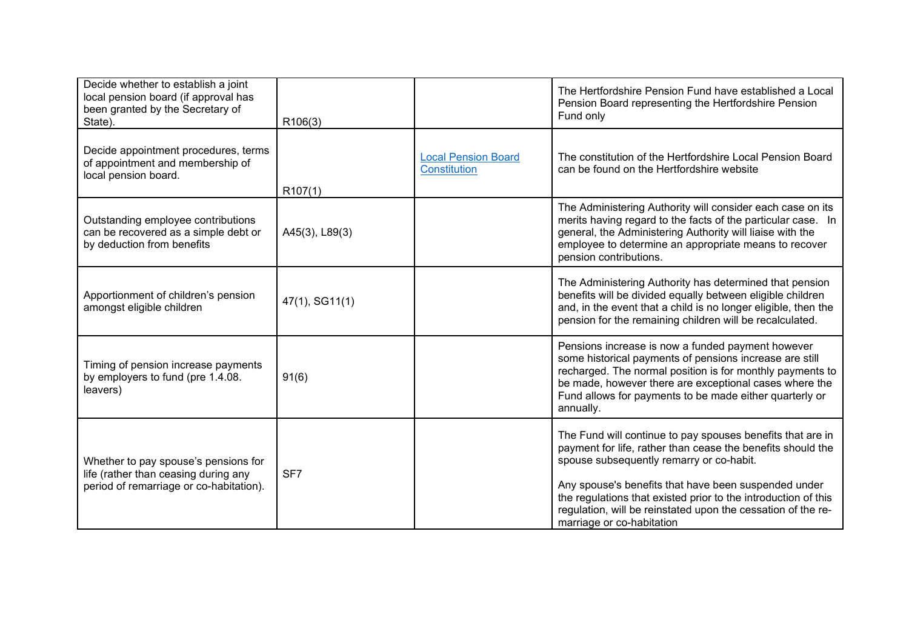| | | | |
|---|---|---|---|
| Decide whether to establish a joint local pension board (if approval has been granted by the Secretary of State). | R106(3) | | The Hertfordshire Pension Fund have established a Local Pension Board representing the Hertfordshire Pension Fund only |
| Decide appointment procedures, terms of appointment and membership of local pension board. | R107(1) | [Local Pension Board Constitution]() | The constitution of the Hertfordshire Local Pension Board can be found on the Hertfordshire website |
| Outstanding employee contributions can be recovered as a simple debt or by deduction from benefits | A45(3), L89(3) | | The Administering Authority will consider each case on its merits having regard to the facts of the particular case. In general, the Administering Authority will liaise with the employee to determine an appropriate means to recover pension contributions. |
| Apportionment of children's pension amongst eligible children | 47(1), SG11(1) | | The Administering Authority has determined that pension benefits will be divided equally between eligible children and, in the event that a child is no longer eligible, then the pension for the remaining children will be recalculated. |
| Timing of pension increase payments by employers to fund (pre 1.4.08. leavers) | 91(6) | | Pensions increase is now a funded payment however some historical payments of pensions increase are still recharged. The normal position is for monthly payments to be made, however there are exceptional cases where the Fund allows for payments to be made either quarterly or annually. |
| Whether to pay spouse's pensions for life (rather than ceasing during any period of remarriage or co-habitation). | SF7 | | The Fund will continue to pay spouses benefits that are in payment for life, rather than cease the benefits should the spouse subsequently remarry or co-habit.<br><br>Any spouse's benefits that have been suspended under the regulations that existed prior to the introduction of this regulation, will be reinstated upon the cessation of the re-marriage or co-habitation |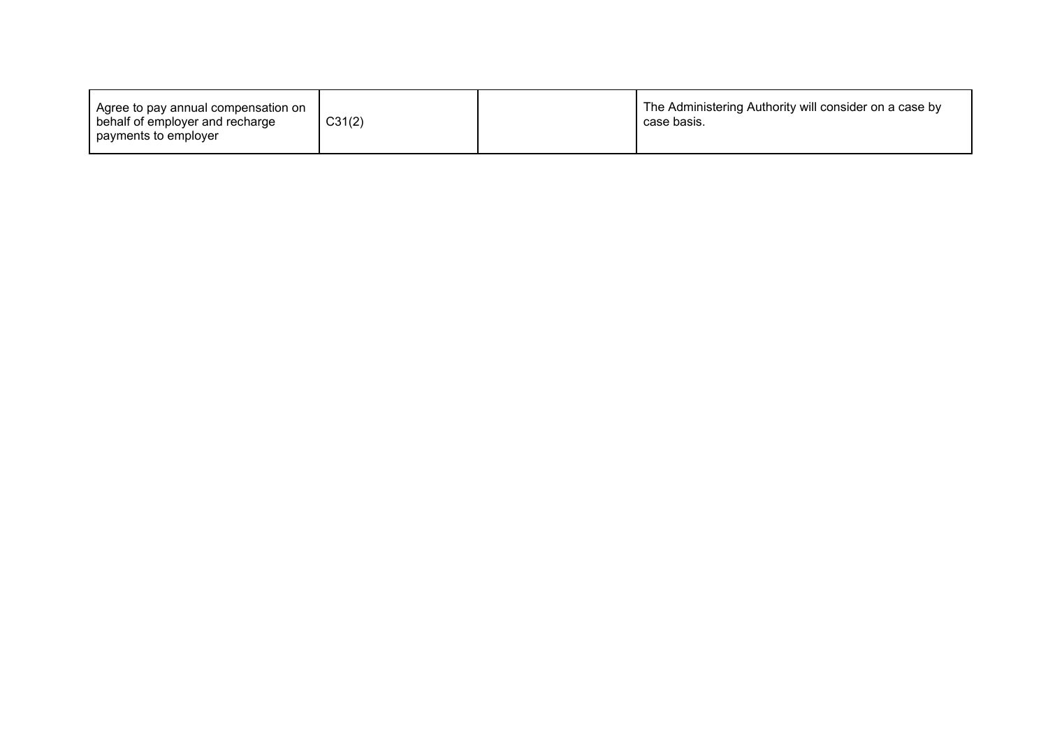| | | | |
|---|---|---|---|
| Agree to pay annual compensation on behalf of employer and recharge payments to employer | C31(2) | | The Administering Authority will consider on a case by case basis. |